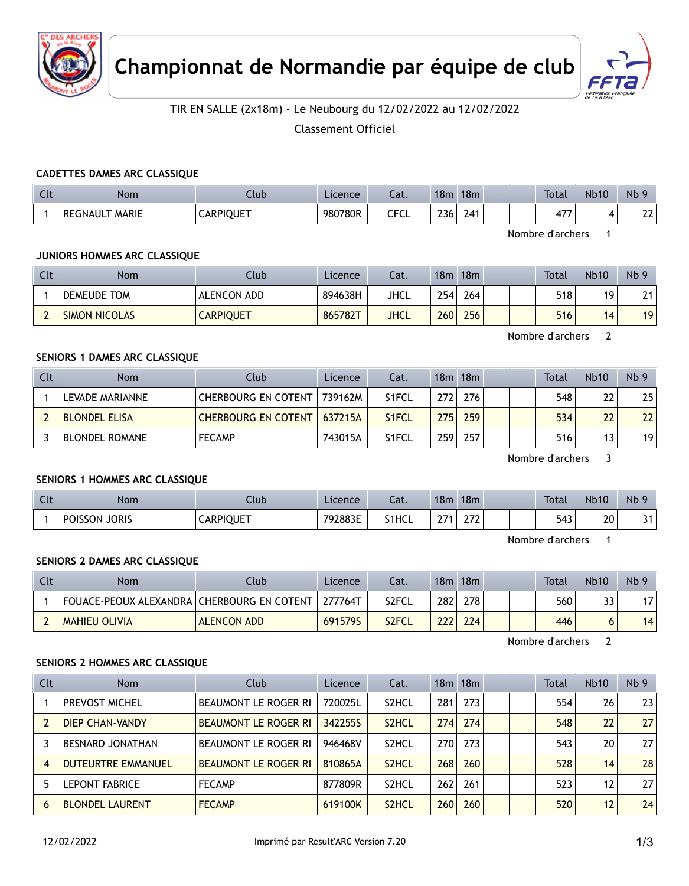# Championnat de Normandie par équipe de club

TIR EN SALLE (2x18m) - Le Neubourg du 12/02/2022 au 12/02/2022

Classement Officiel

### CADETTES DAMES ARC CLASSIQUE

| Clt | Nom | Club | Licence | Cat. | 18m | 18m | | | Total | Nb10 | Nb 9 |
|---|---|---|---|---|---|---|---|---|---|---|---|
| 1 | REGNAULT MARIE | CARPIQUET | 980780R | CFCL | 236 | 241 | | | 477 | 4 | 22 |

Nombre d'archers 1

### JUNIORS HOMMES ARC CLASSIQUE

| Clt | Nom | Club | Licence | Cat. | 18m | 18m | | | Total | Nb10 | Nb 9 |
|---|---|---|---|---|---|---|---|---|---|---|---|
| 1 | DEMEUDE TOM | ALENCON ADD | 894638H | JHCL | 254 | 264 | | | 518 | 19 | 21 |
| 2 | SIMON NICOLAS | CARPIQUET | 865782T | JHCL | 260 | 256 | | | 516 | 14 | 19 |

Nombre d'archers 2

### SENIORS 1 DAMES ARC CLASSIQUE

| Clt | Nom | Club | Licence | Cat. | 18m | 18m | | | Total | Nb10 | Nb 9 |
|---|---|---|---|---|---|---|---|---|---|---|---|
| 1 | LEVADE MARIANNE | CHERBOURG EN COTENT | 739162M | S1FCL | 272 | 276 | | | 548 | 22 | 25 |
| 2 | BLONDEL ELISA | CHERBOURG EN COTENT | 637215A | S1FCL | 275 | 259 | | | 534 | 22 | 22 |
| 3 | BLONDEL ROMANE | FECAMP | 743015A | S1FCL | 259 | 257 | | | 516 | 13 | 19 |

Nombre d'archers 3

### SENIORS 1 HOMMES ARC CLASSIQUE

| Clt | Nom | Club | Licence | Cat. | 18m | 18m | | | Total | Nb10 | Nb 9 |
|---|---|---|---|---|---|---|---|---|---|---|---|
| 1 | POISSON JORIS | CARPIQUET | 792883E | S1HCL | 271 | 272 | | | 543 | 20 | 31 |

Nombre d'archers 1

### SENIORS 2 DAMES ARC CLASSIQUE

| Clt | Nom | Club | Licence | Cat. | 18m | 18m | | | Total | Nb10 | Nb 9 |
|---|---|---|---|---|---|---|---|---|---|---|---|
| 1 | FOUACE-PEOUX ALEXANDRA | CHERBOURG EN COTENT | 277764T | S2FCL | 282 | 278 | | | 560 | 33 | 17 |
| 2 | MAHIEU OLIVIA | ALENCON ADD | 691579S | S2FCL | 222 | 224 | | | 446 | 6 | 14 |

Nombre d'archers 2

### SENIORS 2 HOMMES ARC CLASSIQUE

| Clt | Nom | Club | Licence | Cat. | 18m | 18m | | | Total | Nb10 | Nb 9 |
|---|---|---|---|---|---|---|---|---|---|---|---|
| 1 | PREVOST MICHEL | BEAUMONT LE ROGER RI | 720025L | S2HCL | 281 | 273 | | | 554 | 26 | 23 |
| 2 | DIEP CHAN-VANDY | BEAUMONT LE ROGER RI | 342255S | S2HCL | 274 | 274 | | | 548 | 22 | 27 |
| 3 | BESNARD JONATHAN | BEAUMONT LE ROGER RI | 946468V | S2HCL | 270 | 273 | | | 543 | 20 | 27 |
| 4 | DUTEURTRE EMMANUEL | BEAUMONT LE ROGER RI | 810865A | S2HCL | 268 | 260 | | | 528 | 14 | 28 |
| 5 | LEPONT FABRICE | FECAMP | 877809R | S2HCL | 262 | 261 | | | 523 | 12 | 27 |
| 6 | BLONDEL LAURENT | FECAMP | 619100K | S2HCL | 260 | 260 | | | 520 | 12 | 24 |

12/02/2022 Imprimé par Result'ARC Version 7.20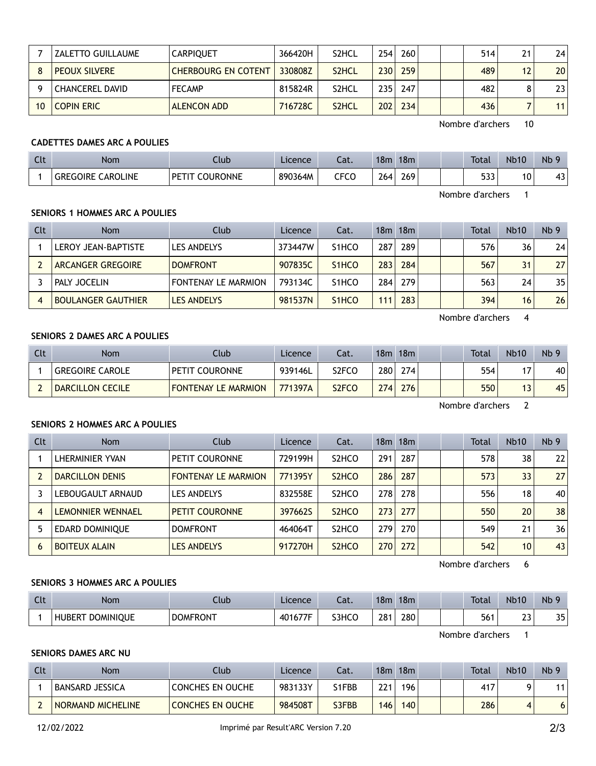| Clt | Nom | Club | Licence | Cat. | 18m | 18m | | | Total | Nb10 | Nb 9 |
|---|---|---|---|---|---|---|---|---|---|---|---|
| 7 | ZALETTO GUILLAUME | CARPIQUET | 366420H | S2HCL | 254 | 260 | | | 514 | 21 | 24 |
| 8 | PEOUX SILVERE | CHERBOURG EN COTENT | 330808Z | S2HCL | 230 | 259 | | | 489 | 12 | 20 |
| 9 | CHANCEREL DAVID | FECAMP | 815824R | S2HCL | 235 | 247 | | | 482 | 8 | 23 |
| 10 | COPIN ERIC | ALENCON ADD | 716728C | S2HCL | 202 | 234 | | | 436 | 7 | 11 |

Nombre d'archers 10

### CADETTES DAMES ARC A POULIES

| Clt | Nom | Club | Licence | Cat. | 18m | 18m | | | Total | Nb10 | Nb 9 |
|---|---|---|---|---|---|---|---|---|---|---|---|
| 1 | GREGOIRE CAROLINE | PETIT COURONNE | 890364M | CFCO | 264 | 269 | | | 533 | 10 | 43 |

Nombre d'archers 1

### SENIORS 1 HOMMES ARC A POULIES

| Clt | Nom | Club | Licence | Cat. | 18m | 18m | | | Total | Nb10 | Nb 9 |
|---|---|---|---|---|---|---|---|---|---|---|---|
| 1 | LEROY JEAN-BAPTISTE | LES ANDELYS | 373447W | S1HCO | 287 | 289 | | | 576 | 36 | 24 |
| 2 | ARCANGER GREGOIRE | DOMFRONT | 907835C | S1HCO | 283 | 284 | | | 567 | 31 | 27 |
| 3 | PALY JOCELIN | FONTENAY LE MARMION | 793134C | S1HCO | 284 | 279 | | | 563 | 24 | 35 |
| 4 | BOULANGER GAUTHIER | LES ANDELYS | 981537N | S1HCO | 111 | 283 | | | 394 | 16 | 26 |

Nombre d'archers 4

### SENIORS 2 DAMES ARC A POULIES

| Clt | Nom | Club | Licence | Cat. | 18m | 18m | | | Total | Nb10 | Nb 9 |
|---|---|---|---|---|---|---|---|---|---|---|---|
| 1 | GREGOIRE CAROLE | PETIT COURONNE | 939146L | S2FCO | 280 | 274 | | | 554 | 17 | 40 |
| 2 | DARCILLON CECILE | FONTENAY LE MARMION | 771397A | S2FCO | 274 | 276 | | | 550 | 13 | 45 |

Nombre d'archers 2

### SENIORS 2 HOMMES ARC A POULIES

| Clt | Nom | Club | Licence | Cat. | 18m | 18m | | | Total | Nb10 | Nb 9 |
|---|---|---|---|---|---|---|---|---|---|---|---|
| 1 | LHERMINIER YVAN | PETIT COURONNE | 729199H | S2HCO | 291 | 287 | | | 578 | 38 | 22 |
| 2 | DARCILLON DENIS | FONTENAY LE MARMION | 771395Y | S2HCO | 286 | 287 | | | 573 | 33 | 27 |
| 3 | LEBOUGAULT ARNAUD | LES ANDELYS | 832558E | S2HCO | 278 | 278 | | | 556 | 18 | 40 |
| 4 | LEMONNIER WENNAEL | PETIT COURONNE | 397662S | S2HCO | 273 | 277 | | | 550 | 20 | 38 |
| 5 | EDARD DOMINIQUE | DOMFRONT | 464064T | S2HCO | 279 | 270 | | | 549 | 21 | 36 |
| 6 | BOITEUX ALAIN | LES ANDELYS | 917270H | S2HCO | 270 | 272 | | | 542 | 10 | 43 |

Nombre d'archers 6

### SENIORS 3 HOMMES ARC A POULIES

| Clt | Nom | Club | Licence | Cat. | 18m | 18m | | | Total | Nb10 | Nb 9 |
|---|---|---|---|---|---|---|---|---|---|---|---|
| 1 | HUBERT DOMINIQUE | DOMFRONT | 401677F | S3HCO | 281 | 280 | | | 561 | 23 | 35 |

Nombre d'archers 1

### SENIORS DAMES ARC NU

| Clt | Nom | Club | Licence | Cat. | 18m | 18m | | | Total | Nb10 | Nb 9 |
|---|---|---|---|---|---|---|---|---|---|---|---|
| 1 | BANSARD JESSICA | CONCHES EN OUCHE | 983133Y | S1FBB | 221 | 196 | | | 417 | 9 | 11 |
| 2 | NORMAND MICHELINE | CONCHES EN OUCHE | 984508T | S3FBB | 146 | 140 | | | 286 | 4 | 6 |

12/02/2022 Imprimé par Result'ARC Version 7.20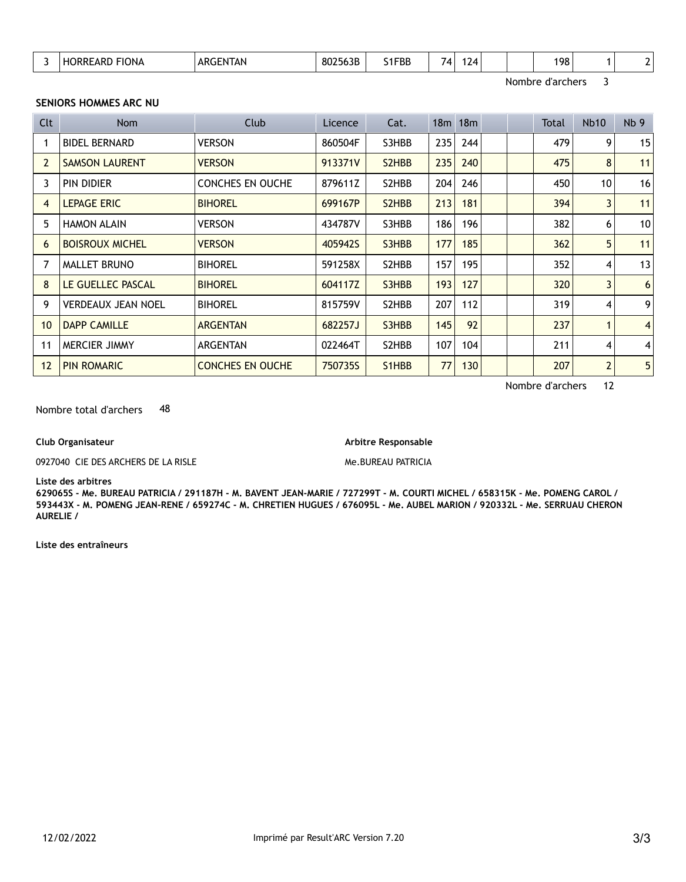| 3 | HORREARD FIONA | ARGENTAN | 802563B | S1FBB | 74 | 124 | | | 198 | 1 | 2 |
|---|---|---|---|---|---|---|---|---|---|---|---|

Nombre d'archers 3

**SENIORS HOMMES ARC NU**

| Clt | Nom | Club | Licence | Cat. | 18m | 18m | | | Total | Nb10 | Nb 9 |
|---|---|---|---|---|---|---|---|---|---|---|---|
| 1 | BIDEL BERNARD | VERSON | 860504F | S3HBB | 235 | 244 | | | 479 | 9 | 15 |
| 2 | SAMSON LAURENT | VERSON | 913371V | S2HBB | 235 | 240 | | | 475 | 8 | 11 |
| 3 | PIN DIDIER | CONCHES EN OUCHE | 879611Z | S2HBB | 204 | 246 | | | 450 | 10 | 16 |
| 4 | LEPAGE ERIC | BIHOREL | 699167P | S2HBB | 213 | 181 | | | 394 | 3 | 11 |
| 5 | HAMON ALAIN | VERSON | 434787V | S3HBB | 186 | 196 | | | 382 | 6 | 10 |
| 6 | BOISROUX MICHEL | VERSON | 405942S | S3HBB | 177 | 185 | | | 362 | 5 | 11 |
| 7 | MALLET BRUNO | BIHOREL | 591258X | S2HBB | 157 | 195 | | | 352 | 4 | 13 |
| 8 | LE GUELLEC PASCAL | BIHOREL | 604117Z | S3HBB | 193 | 127 | | | 320 | 3 | 6 |
| 9 | VERDEAUX JEAN NOEL | BIHOREL | 815759V | S2HBB | 207 | 112 | | | 319 | 4 | 9 |
| 10 | DAPP CAMILLE | ARGENTAN | 682257J | S3HBB | 145 | 92 | | | 237 | 1 | 4 |
| 11 | MERCIER JIMMY | ARGENTAN | 022464T | S2HBB | 107 | 104 | | | 211 | 4 | 4 |
| 12 | PIN ROMARIC | CONCHES EN OUCHE | 750735S | S1HBB | 77 | 130 | | | 207 | 2 | 5 |

Nombre d'archers 12

Nombre total d'archers 48

**Club Organisateur**

0927040 CIE DES ARCHERS DE LA RISLE

**Arbitre Responsable**

Me.BUREAU PATRICIA

**Liste des arbitres**

**629065S - Me. BUREAU PATRICIA / 291187H - M. BAVENT JEAN-MARIE / 727299T - M. COURTI MICHEL / 658315K - Me. POMENG CAROL / 593443X - M. POMENG JEAN-RENE / 659274C - M. CHRETIEN HUGUES / 676095L - Me. AUBEL MARION / 920332L - Me. SERRUAU CHERON AURELIE /**

**Liste des entraîneurs**

12/02/2022 Imprimé par Result'ARC Version 7.20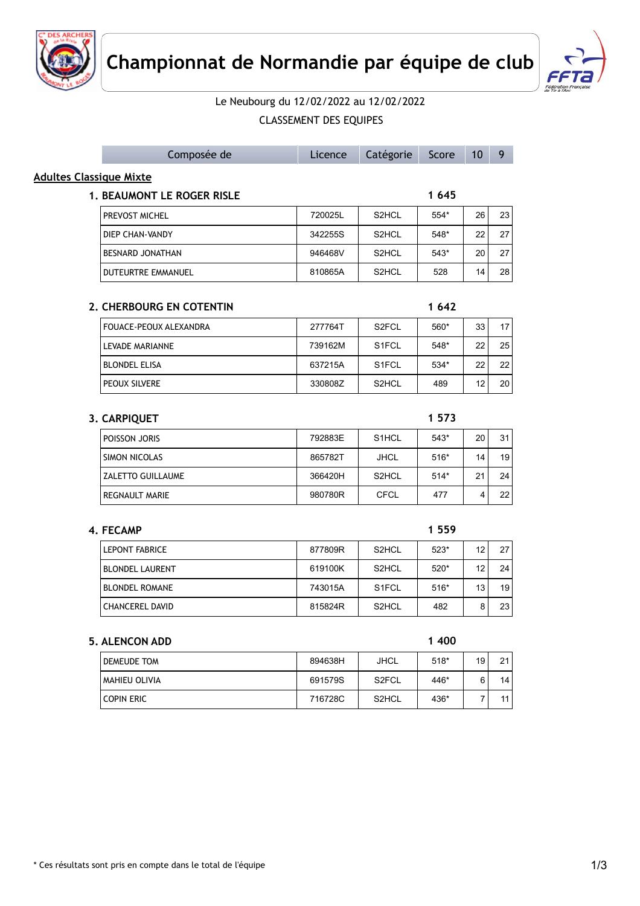# Championnat de Normandie par équipe de club

Le Neubourg du 12/02/2022 au 12/02/2022

CLASSEMENT DES EQUIPES

| Composée de | Licence | Catégorie | Score | 10 | 9 |
|---|---|---|---|---|---|

**Adultes Classique Mixte**

### 1. BEAUMONT LE ROGER RISLE — 1 645

| Composée de | Licence | Catégorie | Score | 10 | 9 |
|---|---|---|---|---|---|
| PREVOST MICHEL | 720025L | S2HCL | 554* | 26 | 23 |
| DIEP CHAN-VANDY | 342255S | S2HCL | 548* | 22 | 27 |
| BESNARD JONATHAN | 946468V | S2HCL | 543* | 20 | 27 |
| DUTEURTRE EMMANUEL | 810865A | S2HCL | 528 | 14 | 28 |

### 2. CHERBOURG EN COTENTIN — 1 642

| Composée de | Licence | Catégorie | Score | 10 | 9 |
|---|---|---|---|---|---|
| FOUACE-PEOUX ALEXANDRA | 277764T | S2FCL | 560* | 33 | 17 |
| LEVADE MARIANNE | 739162M | S1FCL | 548* | 22 | 25 |
| BLONDEL ELISA | 637215A | S1FCL | 534* | 22 | 22 |
| PEOUX SILVERE | 330808Z | S2HCL | 489 | 12 | 20 |

### 3. CARPIQUET — 1 573

| Composée de | Licence | Catégorie | Score | 10 | 9 |
|---|---|---|---|---|---|
| POISSON JORIS | 792883E | S1HCL | 543* | 20 | 31 |
| SIMON NICOLAS | 865782T | JHCL | 516* | 14 | 19 |
| ZALETTO GUILLAUME | 366420H | S2HCL | 514* | 21 | 24 |
| REGNAULT MARIE | 980780R | CFCL | 477 | 4 | 22 |

### 4. FECAMP — 1 559

| Composée de | Licence | Catégorie | Score | 10 | 9 |
|---|---|---|---|---|---|
| LEPONT FABRICE | 877809R | S2HCL | 523* | 12 | 27 |
| BLONDEL LAURENT | 619100K | S2HCL | 520* | 12 | 24 |
| BLONDEL ROMANE | 743015A | S1FCL | 516* | 13 | 19 |
| CHANCEREL DAVID | 815824R | S2HCL | 482 | 8 | 23 |

### 5. ALENCON ADD — 1 400

| Composée de | Licence | Catégorie | Score | 10 | 9 |
|---|---|---|---|---|---|
| DEMEUDE TOM | 894638H | JHCL | 518* | 19 | 21 |
| MAHIEU OLIVIA | 691579S | S2FCL | 446* | 6 | 14 |
| COPIN ERIC | 716728C | S2HCL | 436* | 7 | 11 |

* Ces résultats sont pris en compte dans le total de l'équipe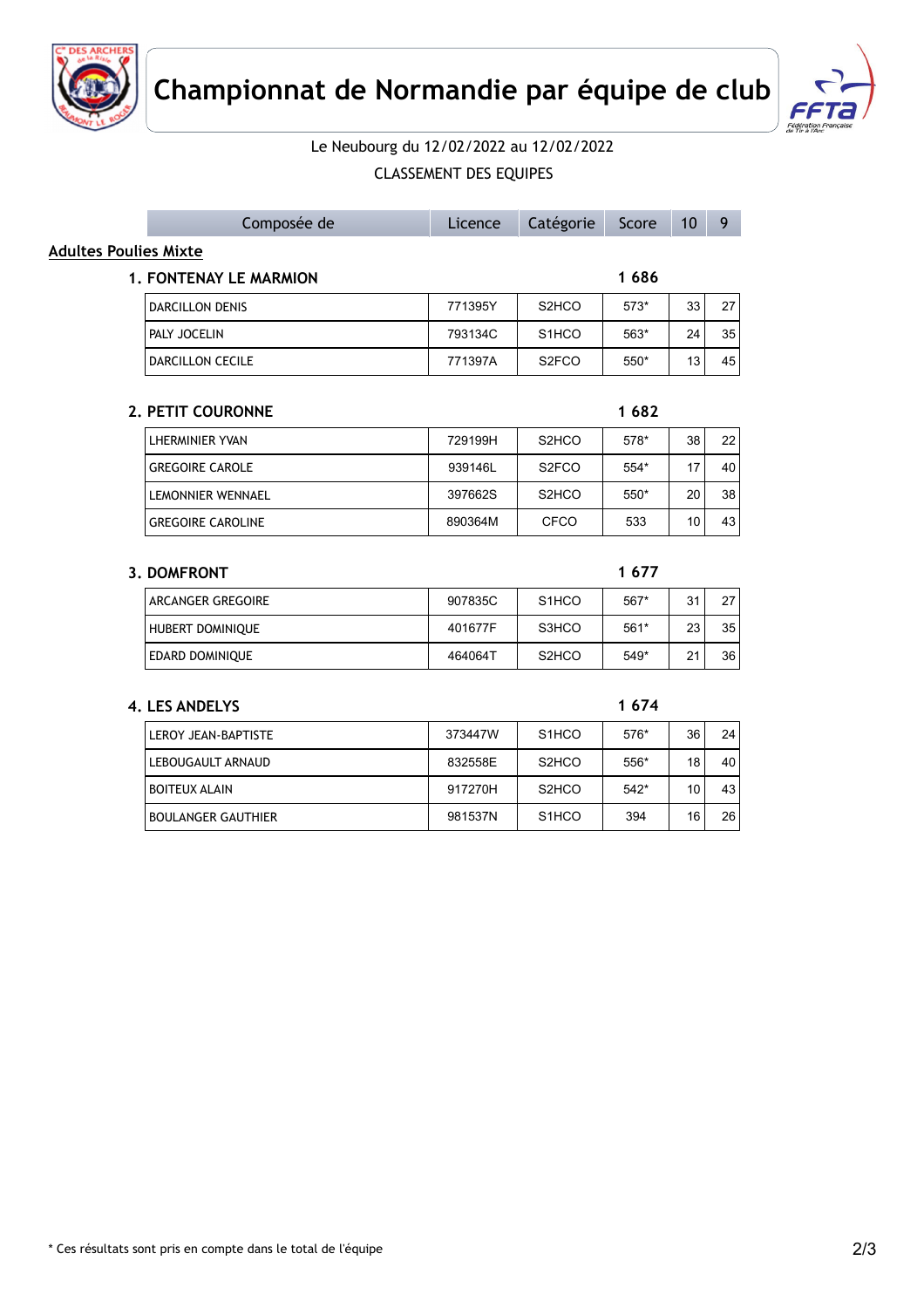# Championnat de Normandie par équipe de club

Le Neubourg du 12/02/2022 au 12/02/2022

CLASSEMENT DES EQUIPES

| Composée de | Licence | Catégorie | Score | 10 | 9 |
|---|---|---|---|---|---|

## Adultes Poulies Mixte

### 1. FONTENAY LE MARMION — 1 686

| Composée de | Licence | Catégorie | Score | 10 | 9 |
|---|---|---|---|---|---|
| DARCILLON DENIS | 771395Y | S2HCO | 573* | 33 | 27 |
| PALY JOCELIN | 793134C | S1HCO | 563* | 24 | 35 |
| DARCILLON CECILE | 771397A | S2FCO | 550* | 13 | 45 |

### 2. PETIT COURONNE — 1 682

| Composée de | Licence | Catégorie | Score | 10 | 9 |
|---|---|---|---|---|---|
| LHERMINIER YVAN | 729199H | S2HCO | 578* | 38 | 22 |
| GREGOIRE CAROLE | 939146L | S2FCO | 554* | 17 | 40 |
| LEMONNIER WENNAEL | 397662S | S2HCO | 550* | 20 | 38 |
| GREGOIRE CAROLINE | 890364M | CFCO | 533 | 10 | 43 |

### 3. DOMFRONT — 1 677

| Composée de | Licence | Catégorie | Score | 10 | 9 |
|---|---|---|---|---|---|
| ARCANGER GREGOIRE | 907835C | S1HCO | 567* | 31 | 27 |
| HUBERT DOMINIQUE | 401677F | S3HCO | 561* | 23 | 35 |
| EDARD DOMINIQUE | 464064T | S2HCO | 549* | 21 | 36 |

### 4. LES ANDELYS — 1 674

| Composée de | Licence | Catégorie | Score | 10 | 9 |
|---|---|---|---|---|---|
| LEROY JEAN-BAPTISTE | 373447W | S1HCO | 576* | 36 | 24 |
| LEBOUGAULT ARNAUD | 832558E | S2HCO | 556* | 18 | 40 |
| BOITEUX ALAIN | 917270H | S2HCO | 542* | 10 | 43 |
| BOULANGER GAUTHIER | 981537N | S1HCO | 394 | 16 | 26 |

* Ces résultats sont pris en compte dans le total de l'équipe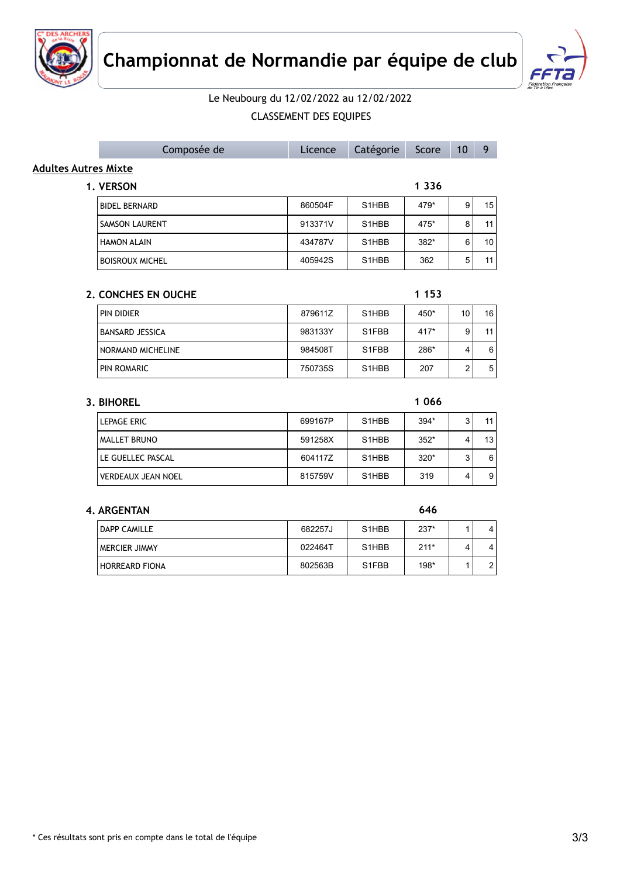# Championnat de Normandie par équipe de club

Le Neubourg du 12/02/2022 au 12/02/2022

CLASSEMENT DES EQUIPES

**Adultes Autres Mixte**

### 1. VERSON — 1 336

| Composée de | Licence | Catégorie | Score | 10 | 9 |
|---|---|---|---|---|---|
| BIDEL BERNARD | 860504F | S1HBB | 479* | 9 | 15 |
| SAMSON LAURENT | 913371V | S1HBB | 475* | 8 | 11 |
| HAMON ALAIN | 434787V | S1HBB | 382* | 6 | 10 |
| BOISROUX MICHEL | 405942S | S1HBB | 362 | 5 | 11 |

### 2. CONCHES EN OUCHE — 1 153

| Composée de | Licence | Catégorie | Score | 10 | 9 |
|---|---|---|---|---|---|
| PIN DIDIER | 879611Z | S1HBB | 450* | 10 | 16 |
| BANSARD JESSICA | 983133Y | S1FBB | 417* | 9 | 11 |
| NORMAND MICHELINE | 984508T | S1FBB | 286* | 4 | 6 |
| PIN ROMARIC | 750735S | S1HBB | 207 | 2 | 5 |

### 3. BIHOREL — 1 066

| Composée de | Licence | Catégorie | Score | 10 | 9 |
|---|---|---|---|---|---|
| LEPAGE ERIC | 699167P | S1HBB | 394* | 3 | 11 |
| MALLET BRUNO | 591258X | S1HBB | 352* | 4 | 13 |
| LE GUELLEC PASCAL | 604117Z | S1HBB | 320* | 3 | 6 |
| VERDEAUX JEAN NOEL | 815759V | S1HBB | 319 | 4 | 9 |

### 4. ARGENTAN — 646

| Composée de | Licence | Catégorie | Score | 10 | 9 |
|---|---|---|---|---|---|
| DAPP CAMILLE | 682257J | S1HBB | 237* | 1 | 4 |
| MERCIER JIMMY | 022464T | S1HBB | 211* | 4 | 4 |
| HORREARD FIONA | 802563B | S1FBB | 198* | 1 | 2 |

* Ces résultats sont pris en compte dans le total de l'équipe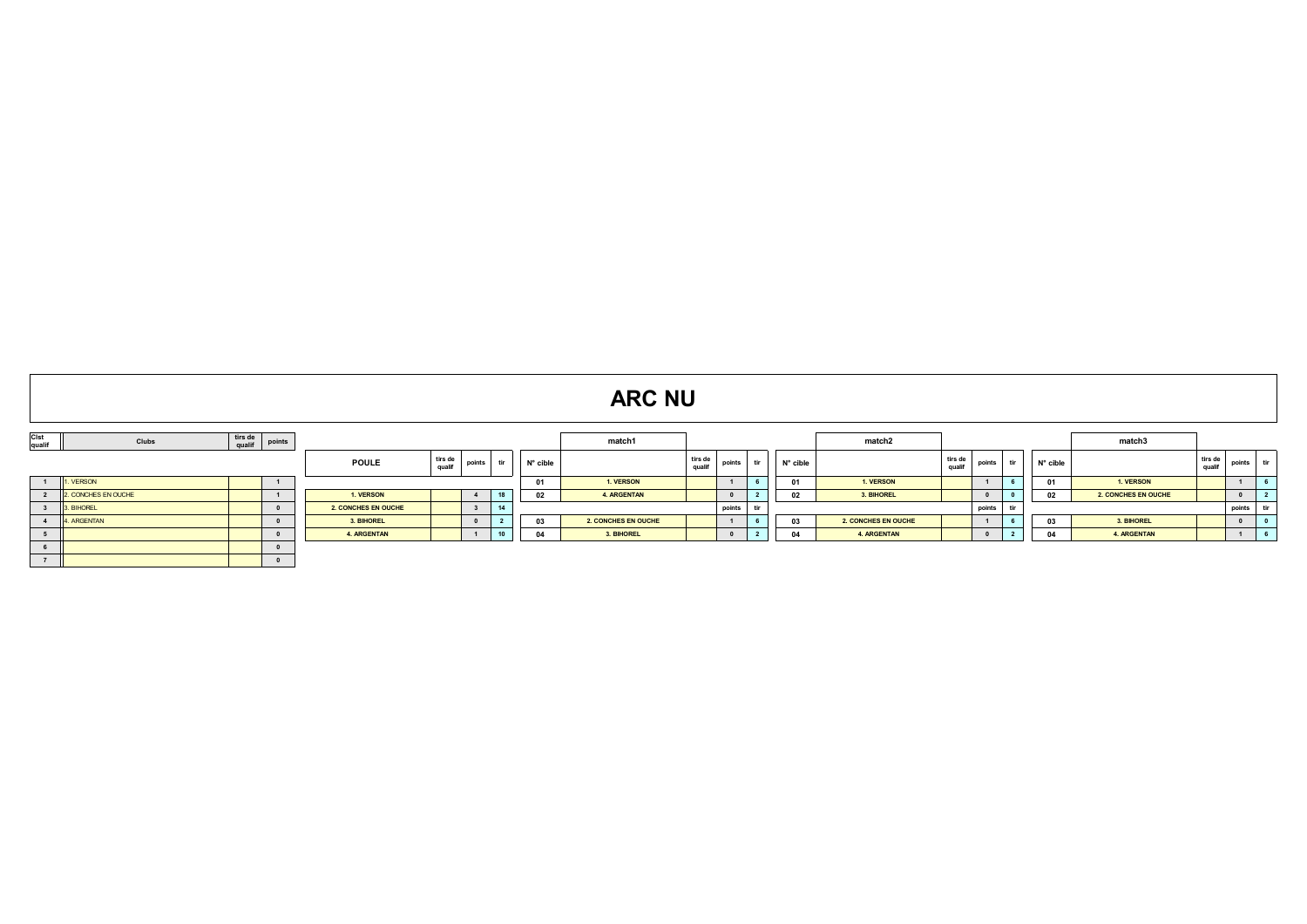# ARC NU

| Clst qualif | Clubs | tirs de qualif | points |
|---|---|---|---|
| 1 | 1. VERSON | | 1 |
| 2 | 2. CONCHES EN OUCHE | | 1 |
| 3 | 3. BIHOREL | | 0 |
| 4 | 4. ARGENTAN | | 0 |
| 5 | | | 0 |
| 6 | | | 0 |
| 7 | | | 0 |

| POULE | tirs de qualif | points | tir |
|---|---|---|---|
| 1. VERSON | | 4 | 18 |
| 2. CONCHES EN OUCHE | | 3 | 14 |
| 3. BIHOREL | | 0 | 2 |
| 4. ARGENTAN | | 1 | 10 |

**match1**

| N° cible | | tirs de qualif | points | tir |
|---|---|---|---|---|
| 01 | 1. VERSON | | 1 | 6 |
| 02 | 4. ARGENTAN | | 0 | 2 |
| | | | points | tir |
| 03 | 2. CONCHES EN OUCHE | | 1 | 6 |
| 04 | 3. BIHOREL | | 0 | 2 |

**match2**

| N° cible | | tirs de qualif | points | tir |
|---|---|---|---|---|
| 01 | 1. VERSON | | 1 | 6 |
| 02 | 3. BIHOREL | | 0 | 0 |
| | | | points | tir |
| 03 | 2. CONCHES EN OUCHE | | 1 | 6 |
| 04 | 4. ARGENTAN | | 0 | 2 |

**match3**

| N° cible | | tirs de qualif | points | tir |
|---|---|---|---|---|
| 01 | 1. VERSON | | 1 | 6 |
| 02 | 2. CONCHES EN OUCHE | | 0 | 2 |
| | | | points | tir |
| 03 | 3. BIHOREL | | 0 | 0 |
| 04 | 4. ARGENTAN | | 1 | 6 |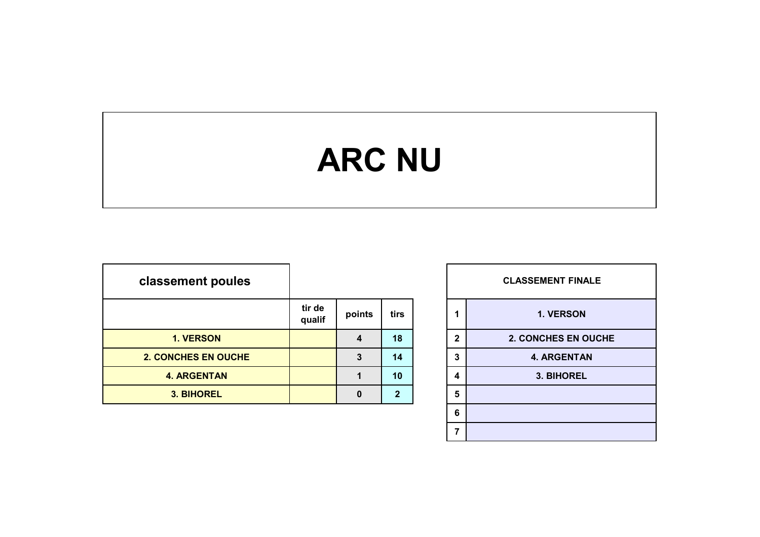# ARC NU

## classement poules

| | tir de qualif | points | tirs |
|---|---|---|---|
| 1. VERSON | | 4 | 18 |
| 2. CONCHES EN OUCHE | | 3 | 14 |
| 4. ARGENTAN | | 1 | 10 |
| 3. BIHOREL | | 0 | 2 |

## CLASSEMENT FINALE

| | |
|---|---|
| 1 | 1. VERSON |
| 2 | 2. CONCHES EN OUCHE |
| 3 | 4. ARGENTAN |
| 4 | 3. BIHOREL |
| 5 | |
| 6 | |
| 7 | |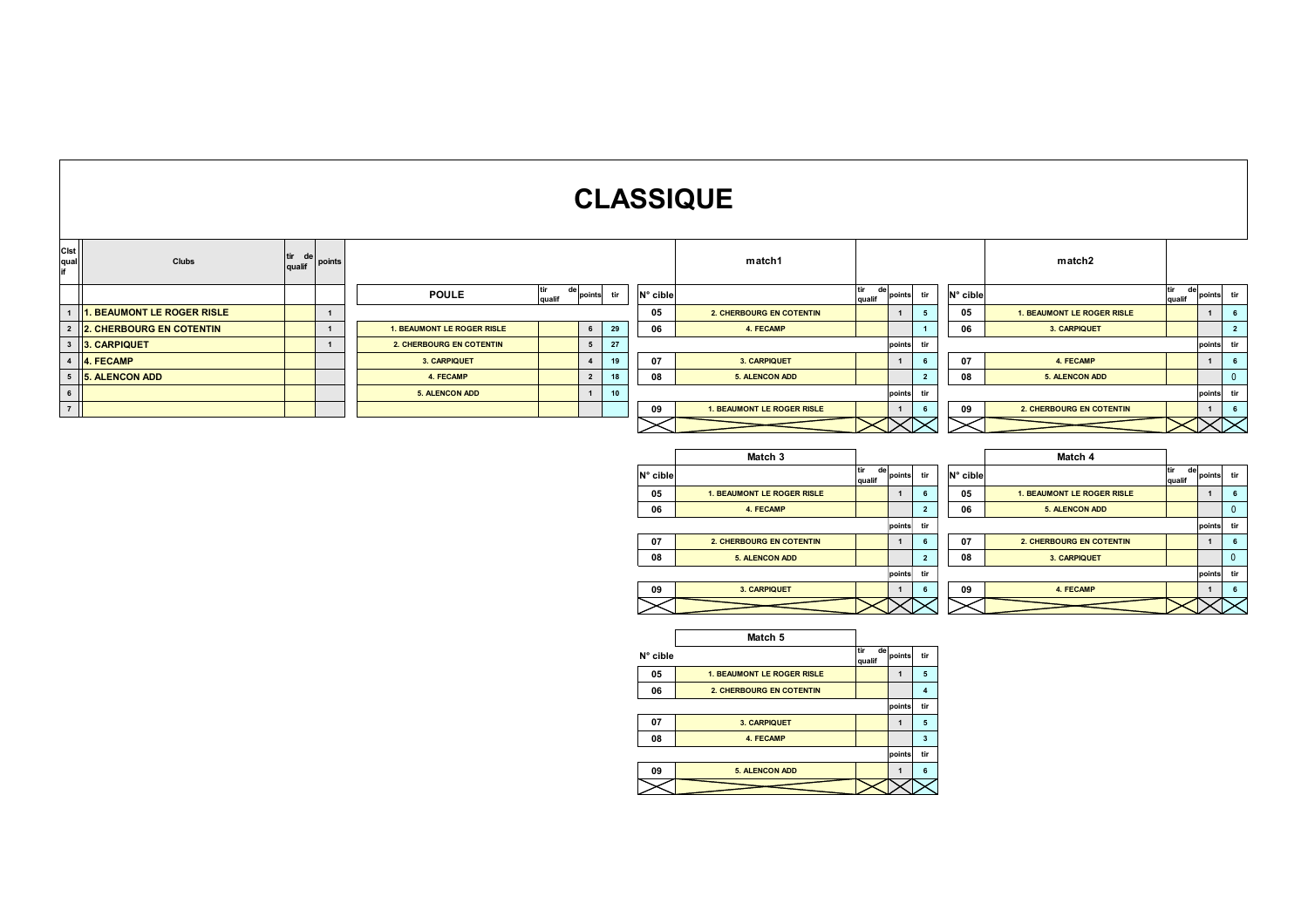# CLASSIQUE

| Clst qualif | Clubs | tir de qualif | points |
|---|---|---|---|
| 1 | 1. BEAUMONT LE ROGER RISLE | | 1 |
| 2 | 2. CHERBOURG EN COTENTIN | | 1 |
| 3 | 3. CARPIQUET | | 1 |
| 4 | 4. FECAMP | | |
| 5 | 5. ALENCON ADD | | |
| 6 | | | |
| 7 | | | |

| POULE | tir de qualif | points | tir |
|---|---|---|---|
| 1. BEAUMONT LE ROGER RISLE | | 6 | 29 |
| 2. CHERBOURG EN COTENTIN | | 5 | 27 |
| 3. CARPIQUET | | 4 | 19 |
| 4. FECAMP | | 2 | 18 |
| 5. ALENCON ADD | | 1 | 10 |
| | | | |

## match1

| N° cible | | tir de qualif | points | tir |
|---|---|---|---|---|
| 05 | 2. CHERBOURG EN COTENTIN | | 1 | 5 |
| 06 | 4. FECAMP | | | 1 |
| | | | points | tir |
| 07 | 3. CARPIQUET | | 1 | 6 |
| 08 | 5. ALENCON ADD | | | 2 |
| | | | points | tir |
| 09 | 1. BEAUMONT LE ROGER RISLE | | 1 | 6 |

## match2

| N° cible | | tir de qualif | points | tir |
|---|---|---|---|---|
| 05 | 1. BEAUMONT LE ROGER RISLE | | 1 | 6 |
| 06 | 3. CARPIQUET | | | 2 |
| | | | points | tir |
| 07 | 4. FECAMP | | 1 | 6 |
| 08 | 5. ALENCON ADD | | | 0 |
| | | | points | tir |
| 09 | 2. CHERBOURG EN COTENTIN | | 1 | 6 |

## Match 3

| N° cible | | tir de qualif | points | tir |
|---|---|---|---|---|
| 05 | 1. BEAUMONT LE ROGER RISLE | | 1 | 6 |
| 06 | 4. FECAMP | | | 2 |
| | | | points | tir |
| 07 | 2. CHERBOURG EN COTENTIN | | 1 | 6 |
| 08 | 5. ALENCON ADD | | | 2 |
| | | | points | tir |
| 09 | 3. CARPIQUET | | 1 | 6 |

## Match 4

| N° cible | | tir de qualif | points | tir |
|---|---|---|---|---|
| 05 | 1. BEAUMONT LE ROGER RISLE | | 1 | 6 |
| 06 | 5. ALENCON ADD | | | 0 |
| | | | points | tir |
| 07 | 2. CHERBOURG EN COTENTIN | | 1 | 6 |
| 08 | 3. CARPIQUET | | | 0 |
| | | | points | tir |
| 09 | 4. FECAMP | | 1 | 6 |

## Match 5

| N° cible | | tir de qualif | points | tir |
|---|---|---|---|---|
| 05 | 1. BEAUMONT LE ROGER RISLE | | 1 | 5 |
| 06 | 2. CHERBOURG EN COTENTIN | | | 4 |
| | | | points | tir |
| 07 | 3. CARPIQUET | | 1 | 5 |
| 08 | 4. FECAMP | | | 3 |
| | | | points | tir |
| 09 | 5. ALENCON ADD | | 1 | 6 |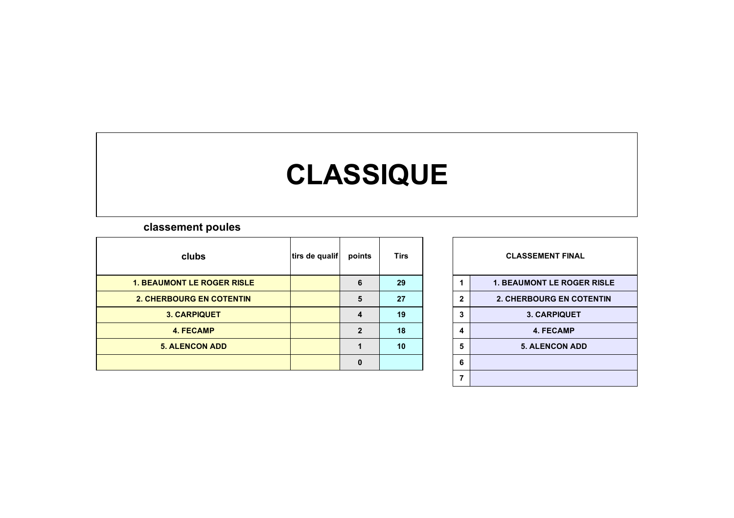# CLASSIQUE

**classement poules**

| clubs | tirs de qualif | points | Tirs |
|---|---|---|---|
| 1. BEAUMONT LE ROGER RISLE | | 6 | 29 |
| 2. CHERBOURG EN COTENTIN | | 5 | 27 |
| 3. CARPIQUET | | 4 | 19 |
| 4. FECAMP | | 2 | 18 |
| 5. ALENCON ADD | | 1 | 10 |
| | | 0 | |

| | CLASSEMENT FINAL |
|---|---|
| 1 | 1. BEAUMONT LE ROGER RISLE |
| 2 | 2. CHERBOURG EN COTENTIN |
| 3 | 3. CARPIQUET |
| 4 | 4. FECAMP |
| 5 | 5. ALENCON ADD |
| 6 | |
| 7 | |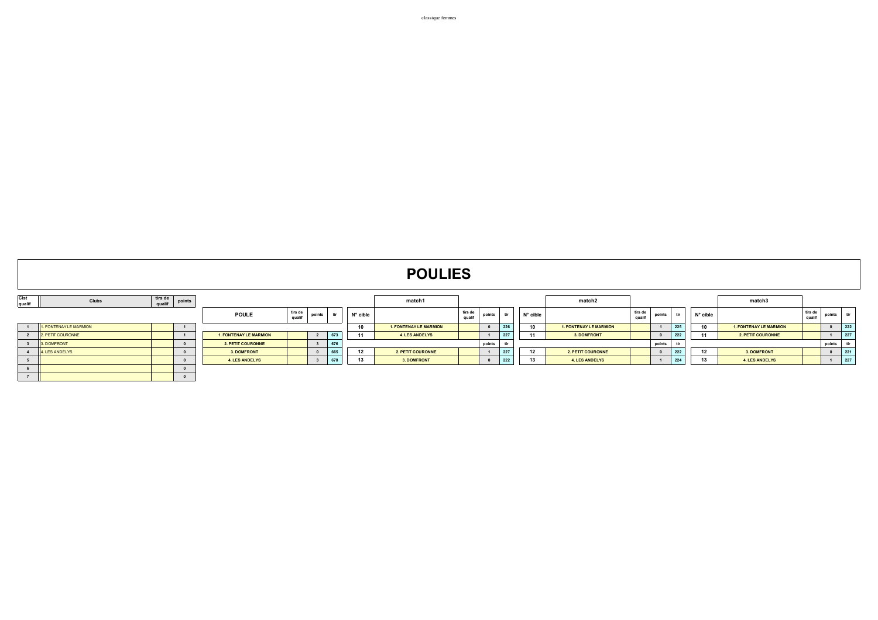classique femmes

# POULIES

| Clst qualif | Clubs | tirs de qualif | points |
|---|---|---|---|
| 1 | 1. FONTENAY LE MARMION | | 1 |
| 2 | 2. PETIT COURONNE | | 1 |
| 3 | 3. DOMFRONT | | 0 |
| 4 | 4. LES ANDELYS | | 0 |
| 5 | | | 0 |
| 6 | | | 0 |
| 7 | | | 0 |

| POULE | tirs de qualif | points | tir |
|---|---|---|---|
| 1. FONTENAY LE MARMION | | 2 | 673 |
| 2. PETIT COURONNE | | 3 | 676 |
| 3. DOMFRONT | | 0 | 665 |
| 4. LES ANDELYS | | 3 | 678 |

**match1**

| N° cible | | tirs de qualif | points | tir |
|---|---|---|---|---|
| 10 | 1. FONTENAY LE MARMION | | 0 | 226 |
| 11 | 4. LES ANDELYS | | 1 | 227 |
| 12 | 2. PETIT COURONNE | | 1 | 227 |
| 13 | 3. DOMFRONT | | 0 | 222 |

**match2**

| N° cible | | tirs de qualif | points | tir |
|---|---|---|---|---|
| 10 | 1. FONTENAY LE MARMION | | 1 | 225 |
| 11 | 3. DOMFRONT | | 0 | 222 |
| 12 | 2. PETIT COURONNE | | 0 | 222 |
| 13 | 4. LES ANDELYS | | 1 | 224 |

**match3**

| N° cible | | tirs de qualif | points | tir |
|---|---|---|---|---|
| 10 | 1. FONTENAY LE MARMION | | 0 | 222 |
| 11 | 2. PETIT COURONNE | | 1 | 227 |
| 12 | 3. DOMFRONT | | 0 | 221 |
| 13 | 4. LES ANDELYS | | 1 | 227 |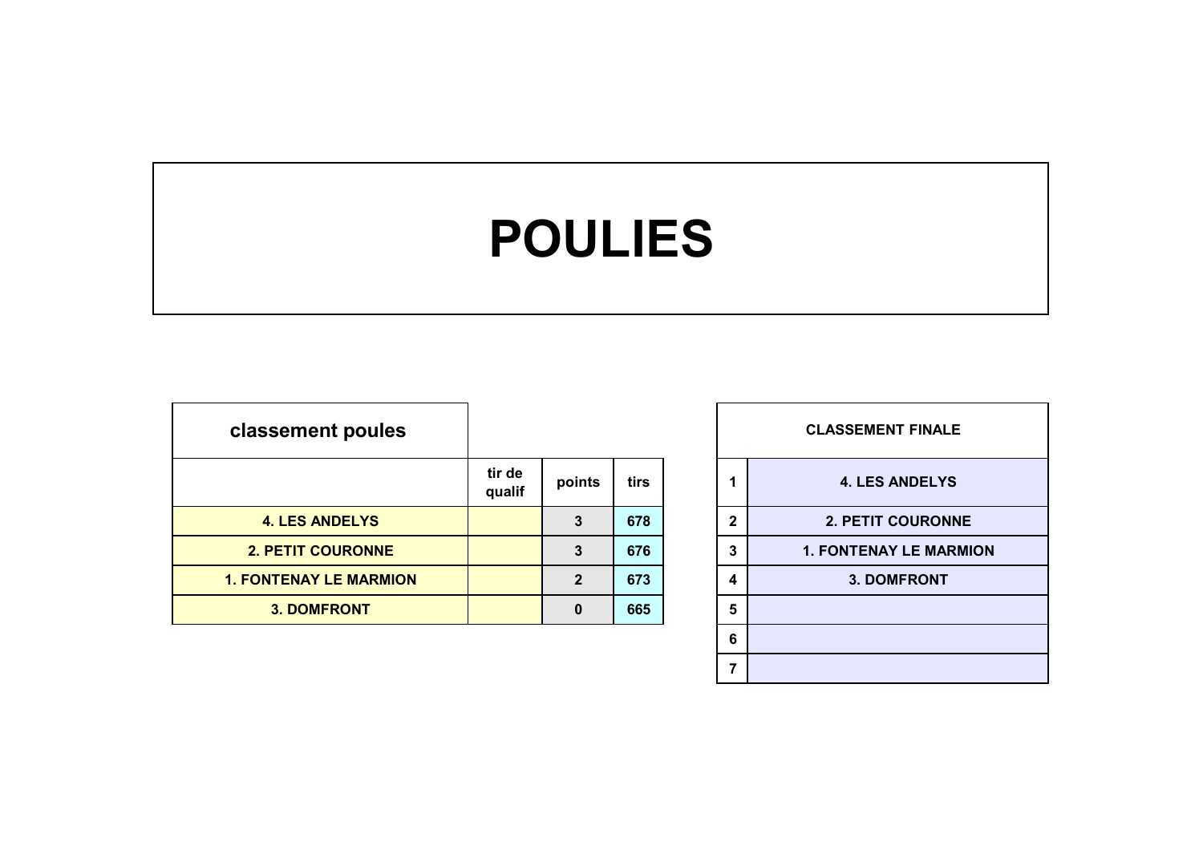# POULIES

| classement poules | tir de qualif | points | tirs |
|---|---|---|---|
| 4. LES ANDELYS | | 3 | 678 |
| 2. PETIT COURONNE | | 3 | 676 |
| 1. FONTENAY LE MARMION | | 2 | 673 |
| 3. DOMFRONT | | 0 | 665 |

| CLASSEMENT FINALE | |
|---|---|
| 1 | 4. LES ANDELYS |
| 2 | 2. PETIT COURONNE |
| 3 | 1. FONTENAY LE MARMION |
| 4 | 3. DOMFRONT |
| 5 | |
| 6 | |
| 7 | |